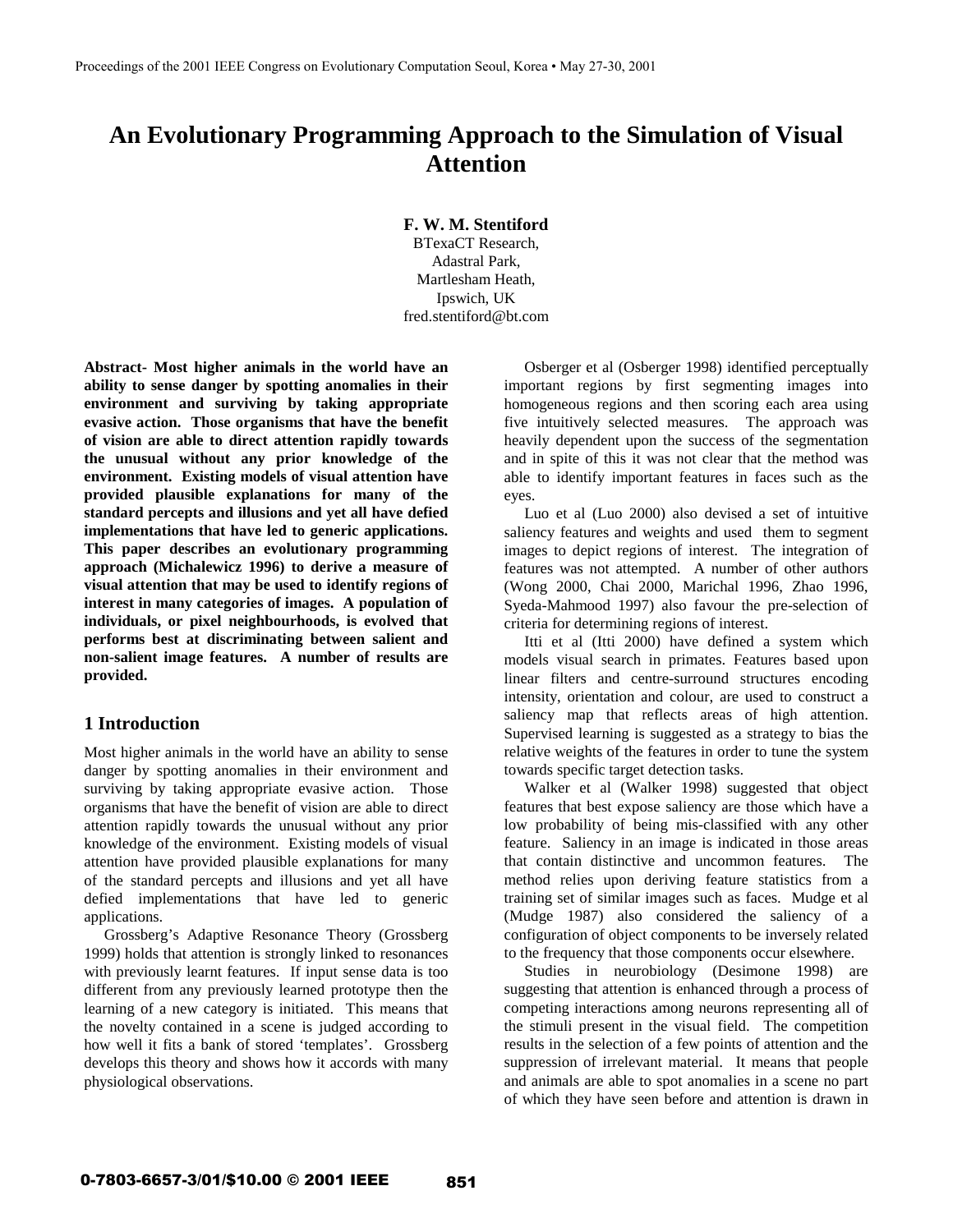# An Evolutionary Programming Approach to the Simulation of Visual Attention

**F. W. M. Stentiford**
BTexaCT Research,
Adastral Park,
Martlesham Heath,
Ipswich, UK
fred.stentiford@bt.com

**Abstract- Most higher animals in the world have an ability to sense danger by spotting anomalies in their environment and surviving by taking appropriate evasive action. Those organisms that have the benefit of vision are able to direct attention rapidly towards the unusual without any prior knowledge of the environment. Existing models of visual attention have provided plausible explanations for many of the standard percepts and illusions and yet all have defied implementations that have led to generic applications. This paper describes an evolutionary programming approach (Michalewicz 1996) to derive a measure of visual attention that may be used to identify regions of interest in many categories of images. A population of individuals, or pixel neighbourhoods, is evolved that performs best at discriminating between salient and non-salient image features. A number of results are provided.**

## 1 Introduction

Most higher animals in the world have an ability to sense danger by spotting anomalies in their environment and surviving by taking appropriate evasive action. Those organisms that have the benefit of vision are able to direct attention rapidly towards the unusual without any prior knowledge of the environment. Existing models of visual attention have provided plausible explanations for many of the standard percepts and illusions and yet all have defied implementations that have led to generic applications.

Grossberg's Adaptive Resonance Theory (Grossberg 1999) holds that attention is strongly linked to resonances with previously learnt features. If input sense data is too different from any previously learned prototype then the learning of a new category is initiated. This means that the novelty contained in a scene is judged according to how well it fits a bank of stored 'templates'. Grossberg develops this theory and shows how it accords with many physiological observations.

Osberger et al (Osberger 1998) identified perceptually important regions by first segmenting images into homogeneous regions and then scoring each area using five intuitively selected measures. The approach was heavily dependent upon the success of the segmentation and in spite of this it was not clear that the method was able to identify important features in faces such as the eyes.

Luo et al (Luo 2000) also devised a set of intuitive saliency features and weights and used them to segment images to depict regions of interest. The integration of features was not attempted. A number of other authors (Wong 2000, Chai 2000, Marichal 1996, Zhao 1996, Syeda-Mahmood 1997) also favour the pre-selection of criteria for determining regions of interest.

Itti et al (Itti 2000) have defined a system which models visual search in primates. Features based upon linear filters and centre-surround structures encoding intensity, orientation and colour, are used to construct a saliency map that reflects areas of high attention. Supervised learning is suggested as a strategy to bias the relative weights of the features in order to tune the system towards specific target detection tasks.

Walker et al (Walker 1998) suggested that object features that best expose saliency are those which have a low probability of being mis-classified with any other feature. Saliency in an image is indicated in those areas that contain distinctive and uncommon features. The method relies upon deriving feature statistics from a training set of similar images such as faces. Mudge et al (Mudge 1987) also considered the saliency of a configuration of object components to be inversely related to the frequency that those components occur elsewhere.

Studies in neurobiology (Desimone 1998) are suggesting that attention is enhanced through a process of competing interactions among neurons representing all of the stimuli present in the visual field. The competition results in the selection of a few points of attention and the suppression of irrelevant material. It means that people and animals are able to spot anomalies in a scene no part of which they have seen before and attention is drawn in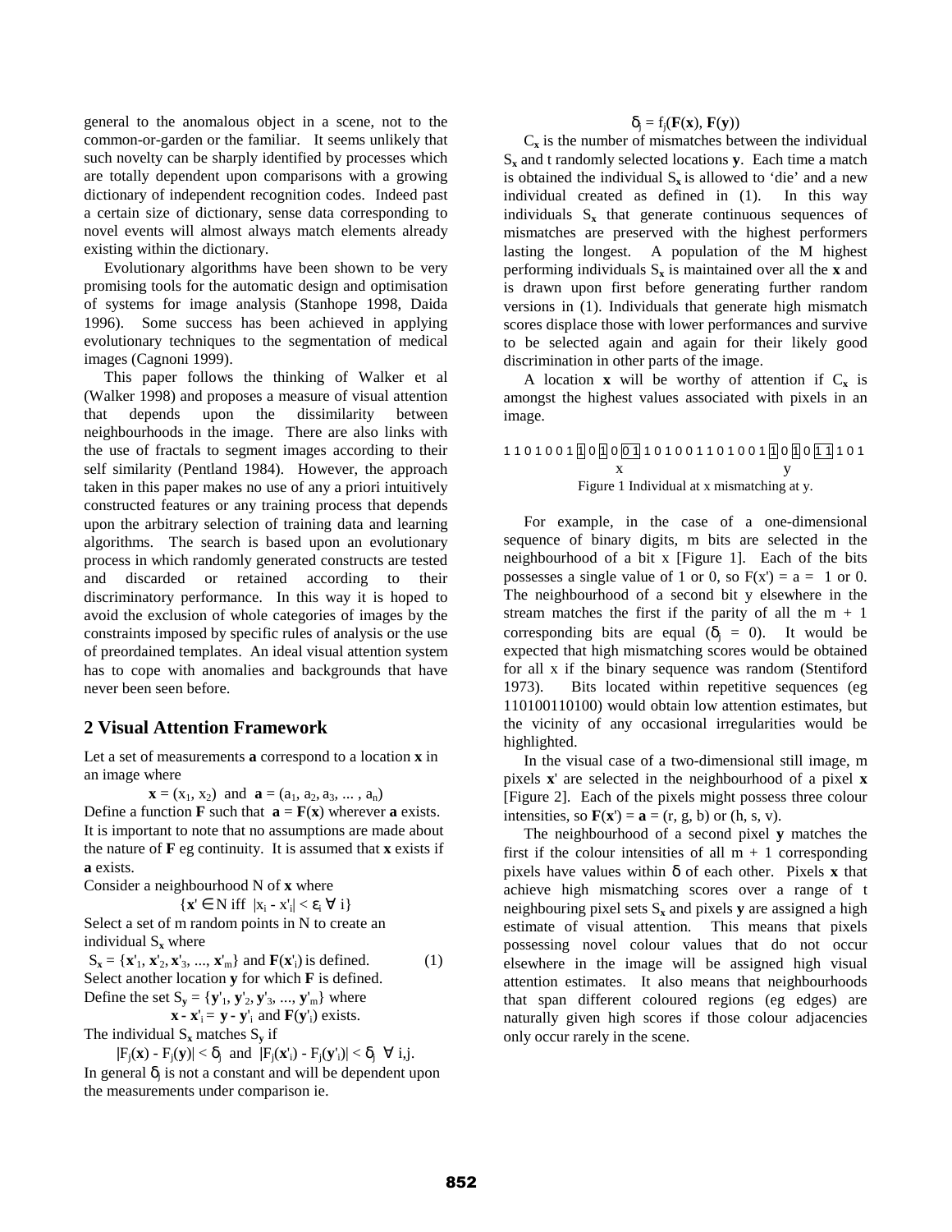general to the anomalous object in a scene, not to the common-or-garden or the familiar. It seems unlikely that such novelty can be sharply identified by processes which are totally dependent upon comparisons with a growing dictionary of independent recognition codes. Indeed past a certain size of dictionary, sense data corresponding to novel events will almost always match elements already existing within the dictionary.

Evolutionary algorithms have been shown to be very promising tools for the automatic design and optimisation of systems for image analysis (Stanhope 1998, Daida 1996). Some success has been achieved in applying evolutionary techniques to the segmentation of medical images (Cagnoni 1999).

This paper follows the thinking of Walker et al (Walker 1998) and proposes a measure of visual attention that depends upon the dissimilarity between neighbourhoods in the image. There are also links with the use of fractals to segment images according to their self similarity (Pentland 1984). However, the approach taken in this paper makes no use of any a priori intuitively constructed features or any training process that depends upon the arbitrary selection of training data and learning algorithms. The search is based upon an evolutionary process in which randomly generated constructs are tested and discarded or retained according to their discriminatory performance. In this way it is hoped to avoid the exclusion of whole categories of images by the constraints imposed by specific rules of analysis or the use of preordained templates. An ideal visual attention system has to cope with anomalies and backgrounds that have never been seen before.

## 2 Visual Attention Framework

Let a set of measurements **a** correspond to a location **x** in an image where

$$\mathbf{x} = (x_1, x_2) \text{ and } \mathbf{a} = (a_1, a_2, a_3, \ldots, a_n)$$

Define a function **F** such that $\mathbf{a} = \mathbf{F}(\mathbf{x})$ wherever **a** exists. It is important to note that no assumptions are made about the nature of **F** eg continuity. It is assumed that **x** exists if **a** exists.

Consider a neighbourhood N of **x** where

$$\{\mathbf{x}' \in N \text{ iff } |x_i - x'_i| < \varepsilon_i \ \forall \ i\}$$

Select a set of m random points in N to create an individual $S_\mathbf{x}$ where

$$S_\mathbf{x} = \{\mathbf{x}'_1, \mathbf{x}'_2, \mathbf{x}'_3, \ldots, \mathbf{x}'_m\} \text{ and } \mathbf{F}(\mathbf{x}'_i) \text{ is defined.} \quad (1)$$

Select another location **y** for which **F** is defined.

Define the set $S_\mathbf{y} = \{\mathbf{y}'_1, \mathbf{y}'_2, \mathbf{y}'_3, \ldots, \mathbf{y}'_m\}$ where

$$\mathbf{x} - \mathbf{x}'_i = \mathbf{y} - \mathbf{y}'_i \text{ and } \mathbf{F}(\mathbf{y}'_i) \text{ exists.}$$

The individual $S_\mathbf{x}$ matches $S_\mathbf{y}$ if

$$|F_j(\mathbf{x}) - F_j(\mathbf{y})| < \delta_j \text{ and } |F_j(\mathbf{x}'_i) - F_j(\mathbf{y}'_i)| < \delta_j \ \ \forall \ i,j.$$

In general $\delta_j$ is not a constant and will be dependent upon the measurements under comparison ie.

$$\delta_j = f_j(\mathbf{F}(\mathbf{x}), \mathbf{F}(\mathbf{y}))$$

$C_\mathbf{x}$ is the number of mismatches between the individual $S_\mathbf{x}$ and t randomly selected locations **y**. Each time a match is obtained the individual $S_\mathbf{x}$ is allowed to 'die' and a new individual created as defined in (1). In this way individuals $S_\mathbf{x}$ that generate continuous sequences of mismatches are preserved with the highest performers lasting the longest. A population of the M highest performing individuals $S_\mathbf{x}$ is maintained over all the **x** and is drawn upon first before generating further random versions in (1). Individuals that generate high mismatch scores displace those with lower performances and survive to be selected again and again for their likely good discrimination in other parts of the image.

A location **x** will be worthy of attention if $C_\mathbf{x}$ is amongst the highest values associated with pixels in an image.

```
1 1 0 1 0 0 1 [1] 0 [1] 0 [0 1] 1 0 1 0 0 1 1 0 1 0 0 1 [1] 0 [1] 0 [1 1] 1 0 1
                x                                         y
```

Figure 1 Individual at x mismatching at y.

For example, in the case of a one-dimensional sequence of binary digits, m bits are selected in the neighbourhood of a bit x [Figure 1]. Each of the bits possesses a single value of 1 or 0, so F(x') = a = 1 or 0. The neighbourhood of a second bit y elsewhere in the stream matches the first if the parity of all the m + 1 corresponding bits are equal ($\delta_j = 0$). It would be expected that high mismatching scores would be obtained for all x if the binary sequence was random (Stentiford 1973). Bits located within repetitive sequences (eg 110100110100) would obtain low attention estimates, but the vicinity of any occasional irregularities would be highlighted.

In the visual case of a two-dimensional still image, m pixels **x**' are selected in the neighbourhood of a pixel **x** [Figure 2]. Each of the pixels might possess three colour intensities, so $\mathbf{F}(\mathbf{x}') = \mathbf{a} = (r, g, b)$ or $(h, s, v)$.

The neighbourhood of a second pixel **y** matches the first if the colour intensities of all m + 1 corresponding pixels have values within $\delta$ of each other. Pixels **x** that achieve high mismatching scores over a range of t neighbouring pixel sets $S_\mathbf{x}$ and pixels **y** are assigned a high estimate of visual attention. This means that pixels possessing novel colour values that do not occur elsewhere in the image will be assigned high visual attention estimates. It also means that neighbourhoods that span different coloured regions (eg edges) are naturally given high scores if those colour adjacencies only occur rarely in the scene.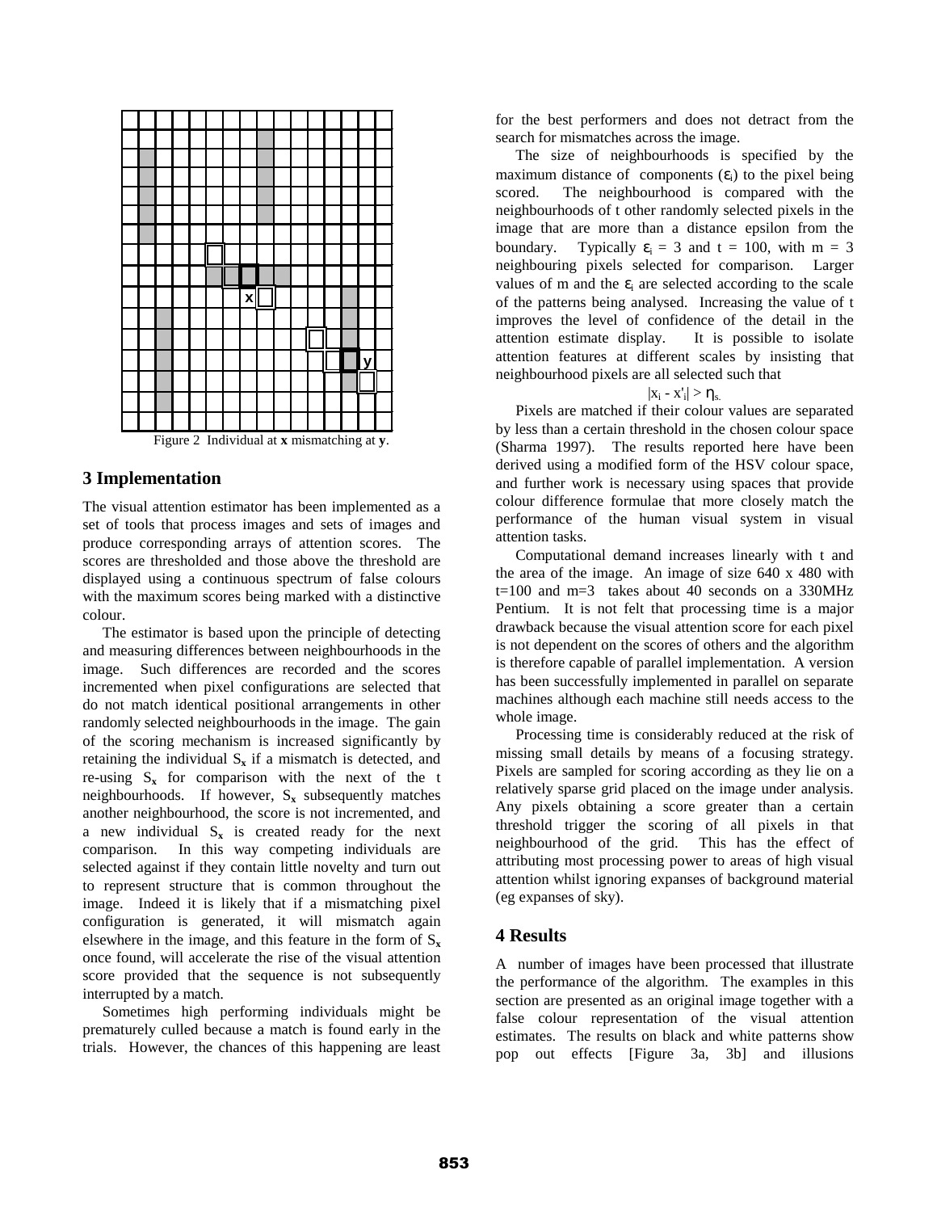Figure 2 Individual at **x** mismatching at **y**.

## 3 Implementation

The visual attention estimator has been implemented as a set of tools that process images and sets of images and produce corresponding arrays of attention scores. The scores are thresholded and those above the threshold are displayed using a continuous spectrum of false colours with the maximum scores being marked with a distinctive colour.

The estimator is based upon the principle of detecting and measuring differences between neighbourhoods in the image. Such differences are recorded and the scores incremented when pixel configurations are selected that do not match identical positional arrangements in other randomly selected neighbourhoods in the image. The gain of the scoring mechanism is increased significantly by retaining the individual $S_{\mathbf{x}}$ if a mismatch is detected, and re-using $S_{\mathbf{x}}$ for comparison with the next of the t neighbourhoods. If however, $S_{\mathbf{x}}$ subsequently matches another neighbourhood, the score is not incremented, and a new individual $S_{\mathbf{x}}$ is created ready for the next comparison. In this way competing individuals are selected against if they contain little novelty and turn out to represent structure that is common throughout the image. Indeed it is likely that if a mismatching pixel configuration is generated, it will mismatch again elsewhere in the image, and this feature in the form of $S_{\mathbf{x}}$ once found, will accelerate the rise of the visual attention score provided that the sequence is not subsequently interrupted by a match.

Sometimes high performing individuals might be prematurely culled because a match is found early in the trials. However, the chances of this happening are least for the best performers and does not detract from the search for mismatches across the image.

The size of neighbourhoods is specified by the maximum distance of components ($\varepsilon_i$) to the pixel being scored. The neighbourhood is compared with the neighbourhoods of t other randomly selected pixels in the image that are more than a distance epsilon from the boundary. Typically $\varepsilon_i = 3$ and $t = 100$, with $m = 3$ neighbouring pixels selected for comparison. Larger values of m and the $\varepsilon_i$ are selected according to the scale of the patterns being analysed. Increasing the value of t improves the level of confidence of the detail in the attention estimate display. It is possible to isolate attention features at different scales by insisting that neighbourhood pixels are all selected such that

$$|x_i - x'_i| > \eta_s.$$

Pixels are matched if their colour values are separated by less than a certain threshold in the chosen colour space (Sharma 1997). The results reported here have been derived using a modified form of the HSV colour space, and further work is necessary using spaces that provide colour difference formulae that more closely match the performance of the human visual system in visual attention tasks.

Computational demand increases linearly with t and the area of the image. An image of size 640 x 480 with t=100 and m=3 takes about 40 seconds on a 330MHz Pentium. It is not felt that processing time is a major drawback because the visual attention score for each pixel is not dependent on the scores of others and the algorithm is therefore capable of parallel implementation. A version has been successfully implemented in parallel on separate machines although each machine still needs access to the whole image.

Processing time is considerably reduced at the risk of missing small details by means of a focusing strategy. Pixels are sampled for scoring according as they lie on a relatively sparse grid placed on the image under analysis. Any pixels obtaining a score greater than a certain threshold trigger the scoring of all pixels in that neighbourhood of the grid. This has the effect of attributing most processing power to areas of high visual attention whilst ignoring expanses of background material (eg expanses of sky).

## 4 Results

A number of images have been processed that illustrate the performance of the algorithm. The examples in this section are presented as an original image together with a false colour representation of the visual attention estimates. The results on black and white patterns show pop out effects [Figure 3a, 3b] and illusions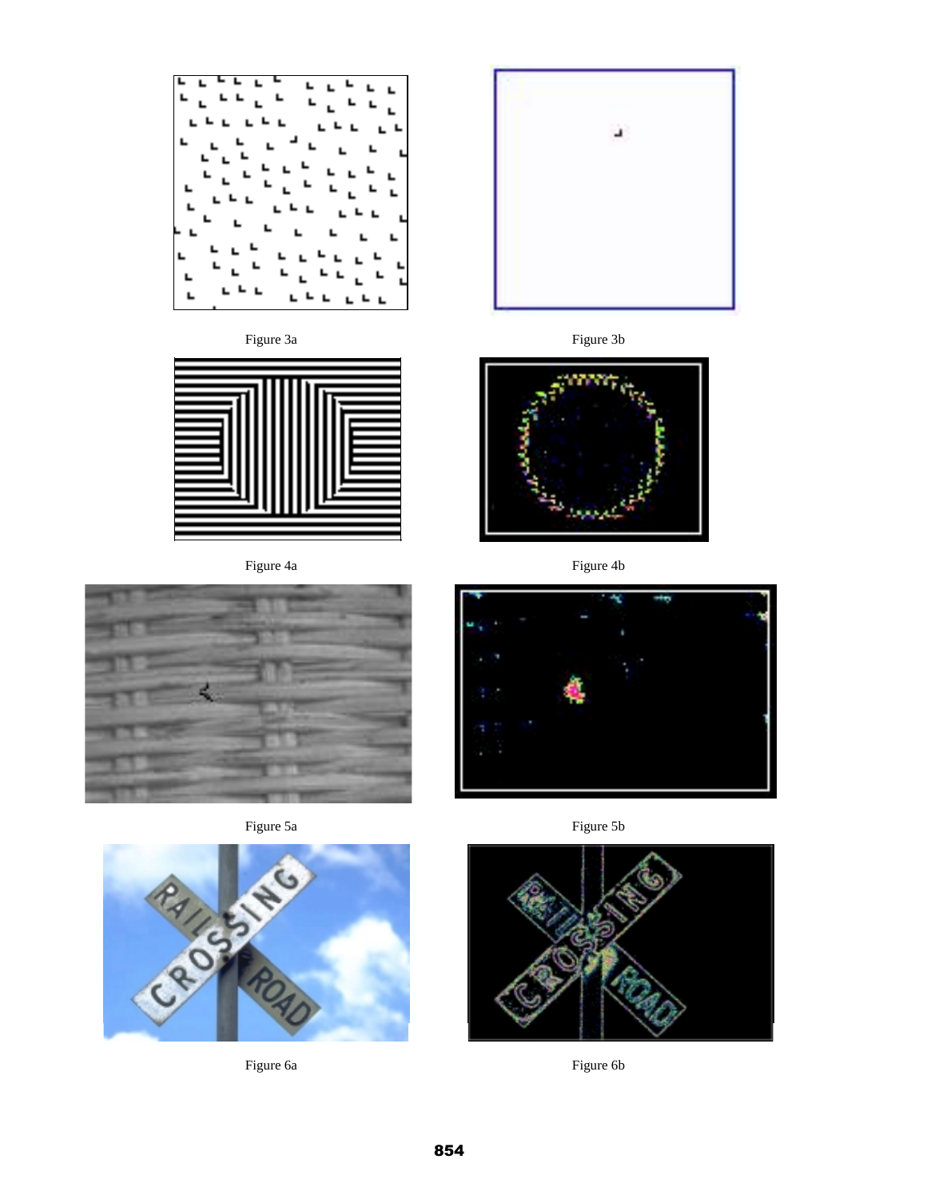Figure 3a

Figure 3b

Figure 4a

Figure 4b

Figure 5a

Figure 5b

Figure 6a

Figure 6b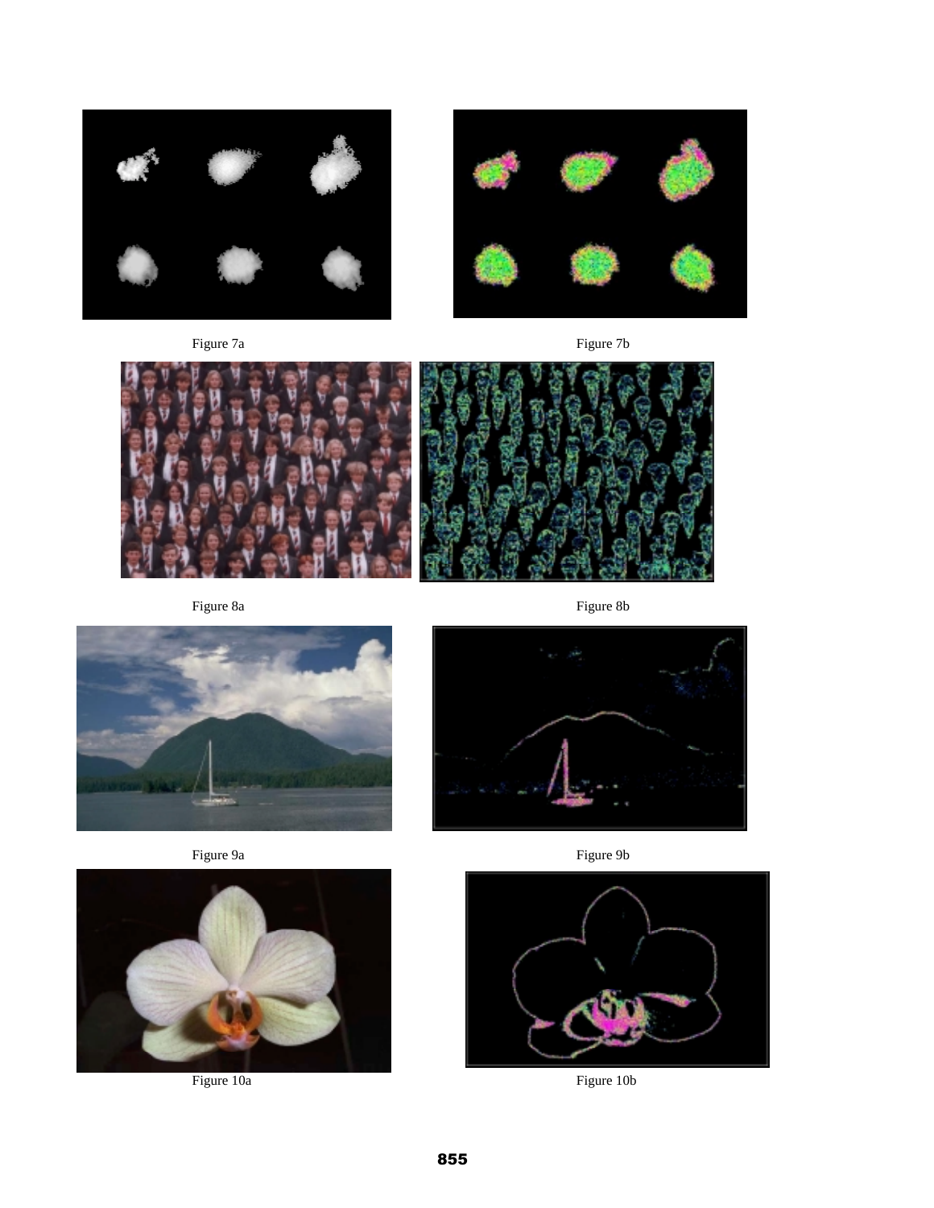Figure 7a

Figure 7b

Figure 8a

Figure 8b

Figure 9a

Figure 9b

Figure 10a

Figure 10b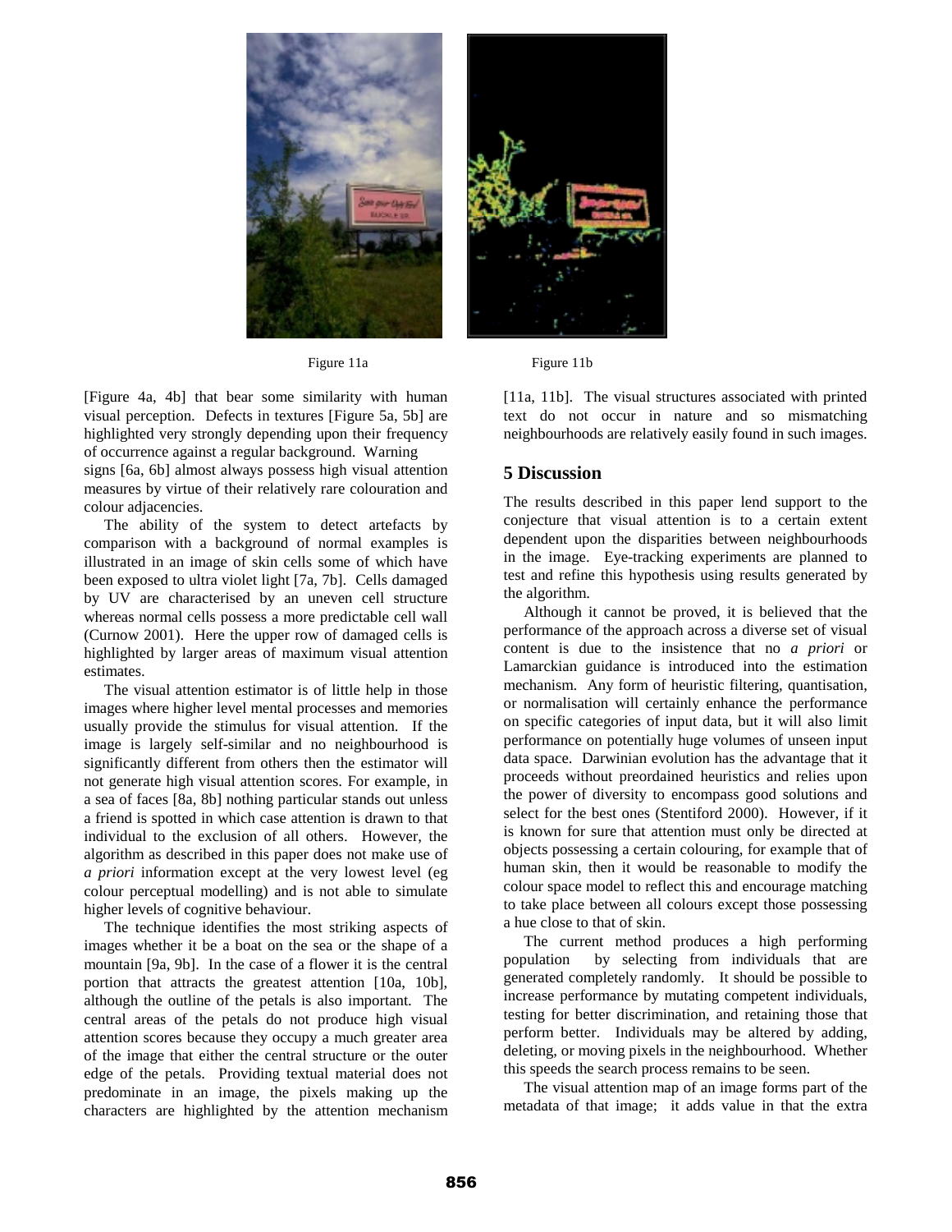Figure 11a

Figure 11b

[Figure 4a, 4b] that bear some similarity with human visual perception. Defects in textures [Figure 5a, 5b] are highlighted very strongly depending upon their frequency of occurrence against a regular background. Warning signs [6a, 6b] almost always possess high visual attention measures by virtue of their relatively rare colouration and colour adjacencies.

The ability of the system to detect artefacts by comparison with a background of normal examples is illustrated in an image of skin cells some of which have been exposed to ultra violet light [7a, 7b]. Cells damaged by UV are characterised by an uneven cell structure whereas normal cells possess a more predictable cell wall (Curnow 2001). Here the upper row of damaged cells is highlighted by larger areas of maximum visual attention estimates.

The visual attention estimator is of little help in those images where higher level mental processes and memories usually provide the stimulus for visual attention. If the image is largely self-similar and no neighbourhood is significantly different from others then the estimator will not generate high visual attention scores. For example, in a sea of faces [8a, 8b] nothing particular stands out unless a friend is spotted in which case attention is drawn to that individual to the exclusion of all others. However, the algorithm as described in this paper does not make use of *a priori* information except at the very lowest level (eg colour perceptual modelling) and is not able to simulate higher levels of cognitive behaviour.

The technique identifies the most striking aspects of images whether it be a boat on the sea or the shape of a mountain [9a, 9b]. In the case of a flower it is the central portion that attracts the greatest attention [10a, 10b], although the outline of the petals is also important. The central areas of the petals do not produce high visual attention scores because they occupy a much greater area of the image that either the central structure or the outer edge of the petals. Providing textual material does not predominate in an image, the pixels making up the characters are highlighted by the attention mechanism [11a, 11b]. The visual structures associated with printed text do not occur in nature and so mismatching neighbourhoods are relatively easily found in such images.

## 5 Discussion

The results described in this paper lend support to the conjecture that visual attention is to a certain extent dependent upon the disparities between neighbourhoods in the image. Eye-tracking experiments are planned to test and refine this hypothesis using results generated by the algorithm.

Although it cannot be proved, it is believed that the performance of the approach across a diverse set of visual content is due to the insistence that no *a priori* or Lamarckian guidance is introduced into the estimation mechanism. Any form of heuristic filtering, quantisation, or normalisation will certainly enhance the performance on specific categories of input data, but it will also limit performance on potentially huge volumes of unseen input data space. Darwinian evolution has the advantage that it proceeds without preordained heuristics and relies upon the power of diversity to encompass good solutions and select for the best ones (Stentiford 2000). However, if it is known for sure that attention must only be directed at objects possessing a certain colouring, for example that of human skin, then it would be reasonable to modify the colour space model to reflect this and encourage matching to take place between all colours except those possessing a hue close to that of skin.

The current method produces a high performing population by selecting from individuals that are generated completely randomly. It should be possible to increase performance by mutating competent individuals, testing for better discrimination, and retaining those that perform better. Individuals may be altered by adding, deleting, or moving pixels in the neighbourhood. Whether this speeds the search process remains to be seen.

The visual attention map of an image forms part of the metadata of that image; it adds value in that the extra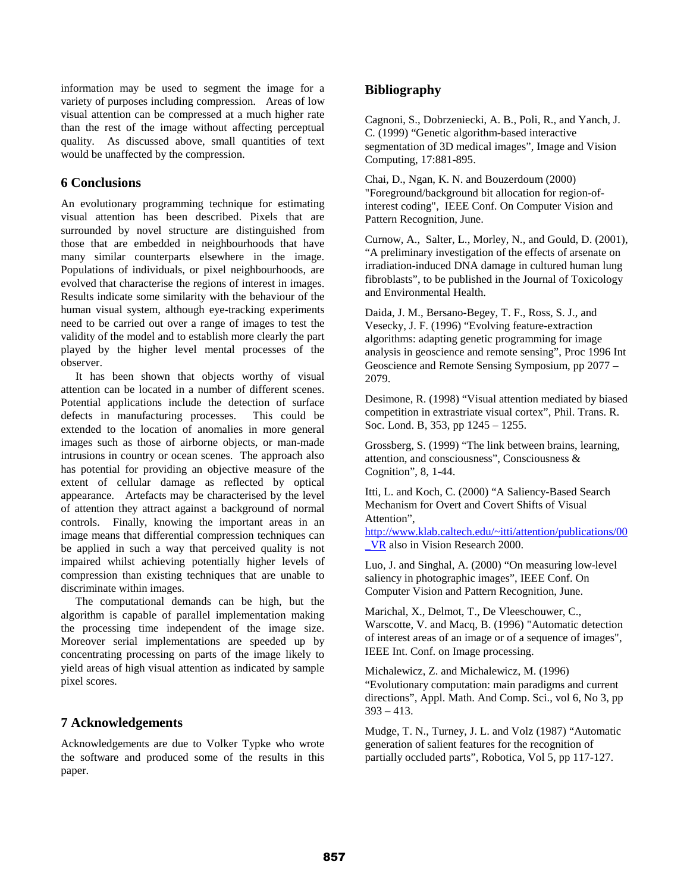information may be used to segment the image for a variety of purposes including compression. Areas of low visual attention can be compressed at a much higher rate than the rest of the image without affecting perceptual quality. As discussed above, small quantities of text would be unaffected by the compression.

## 6 Conclusions

An evolutionary programming technique for estimating visual attention has been described. Pixels that are surrounded by novel structure are distinguished from those that are embedded in neighbourhoods that have many similar counterparts elsewhere in the image. Populations of individuals, or pixel neighbourhoods, are evolved that characterise the regions of interest in images. Results indicate some similarity with the behaviour of the human visual system, although eye-tracking experiments need to be carried out over a range of images to test the validity of the model and to establish more clearly the part played by the higher level mental processes of the observer.

It has been shown that objects worthy of visual attention can be located in a number of different scenes. Potential applications include the detection of surface defects in manufacturing processes. This could be extended to the location of anomalies in more general images such as those of airborne objects, or man-made intrusions in country or ocean scenes. The approach also has potential for providing an objective measure of the extent of cellular damage as reflected by optical appearance. Artefacts may be characterised by the level of attention they attract against a background of normal controls. Finally, knowing the important areas in an image means that differential compression techniques can be applied in such a way that perceived quality is not impaired whilst achieving potentially higher levels of compression than existing techniques that are unable to discriminate within images.

The computational demands can be high, but the algorithm is capable of parallel implementation making the processing time independent of the image size. Moreover serial implementations are speeded up by concentrating processing on parts of the image likely to yield areas of high visual attention as indicated by sample pixel scores.

## 7 Acknowledgements

Acknowledgements are due to Volker Typke who wrote the software and produced some of the results in this paper.

## Bibliography

Cagnoni, S., Dobrzeniecki, A. B., Poli, R., and Yanch, J. C. (1999) "Genetic algorithm-based interactive segmentation of 3D medical images", Image and Vision Computing, 17:881-895.

Chai, D., Ngan, K. N. and Bouzerdoum (2000) "Foreground/background bit allocation for region-of-interest coding", IEEE Conf. On Computer Vision and Pattern Recognition, June.

Curnow, A., Salter, L., Morley, N., and Gould, D. (2001), "A preliminary investigation of the effects of arsenate on irradiation-induced DNA damage in cultured human lung fibroblasts", to be published in the Journal of Toxicology and Environmental Health.

Daida, J. M., Bersano-Begey, T. F., Ross, S. J., and Vesecky, J. F. (1996) "Evolving feature-extraction algorithms: adapting genetic programming for image analysis in geoscience and remote sensing", Proc 1996 Int Geoscience and Remote Sensing Symposium, pp 2077 – 2079.

Desimone, R. (1998) "Visual attention mediated by biased competition in extrastriate visual cortex", Phil. Trans. R. Soc. Lond. B, 353, pp 1245 – 1255.

Grossberg, S. (1999) "The link between brains, learning, attention, and consciousness", Consciousness & Cognition", 8, 1-44.

Itti, L. and Koch, C. (2000) "A Saliency-Based Search Mechanism for Overt and Covert Shifts of Visual Attention", http://www.klab.caltech.edu/~itti/attention/publications/00_VR also in Vision Research 2000.

Luo, J. and Singhal, A. (2000) "On measuring low-level saliency in photographic images", IEEE Conf. On Computer Vision and Pattern Recognition, June.

Marichal, X., Delmot, T., De Vleeschouwer, C., Warscotte, V. and Macq, B. (1996) "Automatic detection of interest areas of an image or of a sequence of images", IEEE Int. Conf. on Image processing.

Michalewicz, Z. and Michalewicz, M. (1996) "Evolutionary computation: main paradigms and current directions", Appl. Math. And Comp. Sci., vol 6, No 3, pp 393 – 413.

Mudge, T. N., Turney, J. L. and Volz (1987) "Automatic generation of salient features for the recognition of partially occluded parts", Robotica, Vol 5, pp 117-127.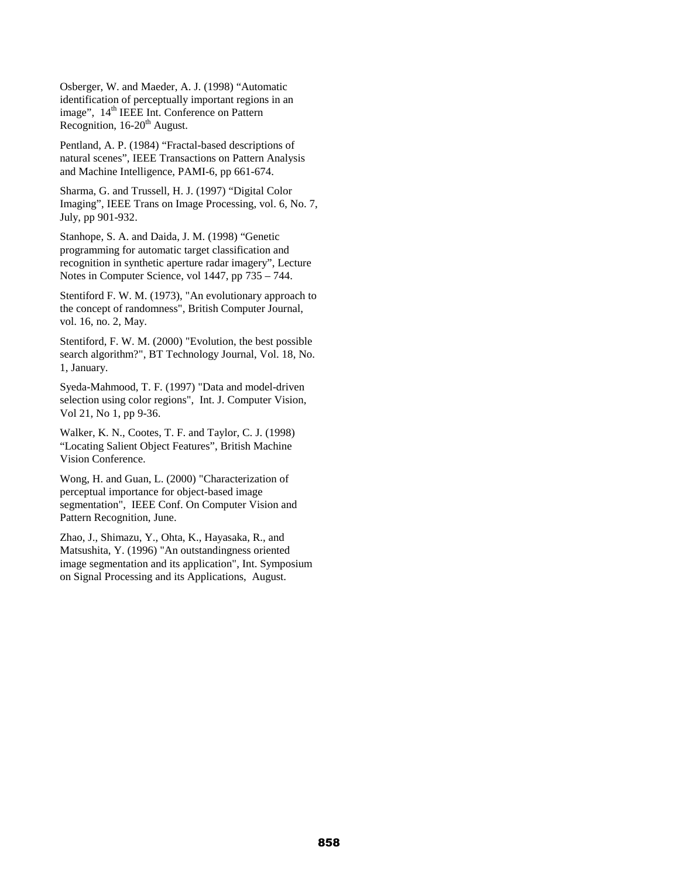Osberger, W. and Maeder, A. J. (1998) "Automatic identification of perceptually important regions in an image", 14th IEEE Int. Conference on Pattern Recognition, 16-20th August.

Pentland, A. P. (1984) "Fractal-based descriptions of natural scenes", IEEE Transactions on Pattern Analysis and Machine Intelligence, PAMI-6, pp 661-674.

Sharma, G. and Trussell, H. J. (1997) "Digital Color Imaging", IEEE Trans on Image Processing, vol. 6, No. 7, July, pp 901-932.

Stanhope, S. A. and Daida, J. M. (1998) "Genetic programming for automatic target classification and recognition in synthetic aperture radar imagery", Lecture Notes in Computer Science, vol 1447, pp 735 – 744.

Stentiford F. W. M. (1973), "An evolutionary approach to the concept of randomness", British Computer Journal, vol. 16, no. 2, May.

Stentiford, F. W. M. (2000) "Evolution, the best possible search algorithm?", BT Technology Journal, Vol. 18, No. 1, January.

Syeda-Mahmood, T. F. (1997) "Data and model-driven selection using color regions", Int. J. Computer Vision, Vol 21, No 1, pp 9-36.

Walker, K. N., Cootes, T. F. and Taylor, C. J. (1998) "Locating Salient Object Features", British Machine Vision Conference.

Wong, H. and Guan, L. (2000) "Characterization of perceptual importance for object-based image segmentation", IEEE Conf. On Computer Vision and Pattern Recognition, June.

Zhao, J., Shimazu, Y., Ohta, K., Hayasaka, R., and Matsushita, Y. (1996) "An outstandingness oriented image segmentation and its application", Int. Symposium on Signal Processing and its Applications, August.